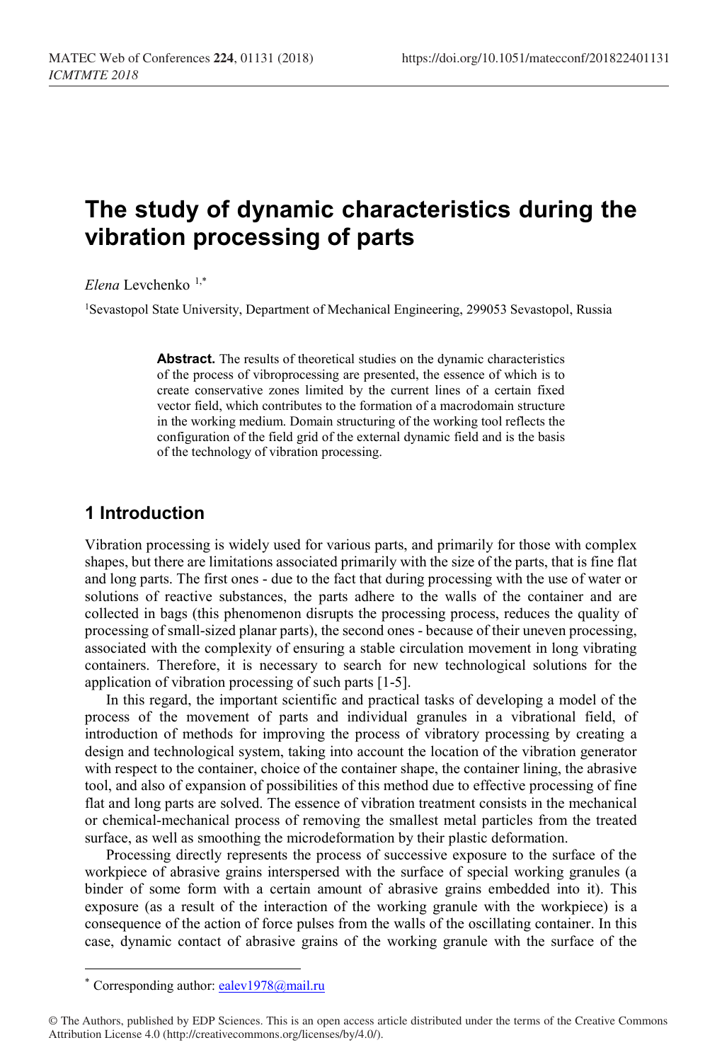# The study of dynamic characteristics during the vibration processing of parts

*Elena* Levchenko [1,*]

[1]Sevastopol State University, Department of Mechanical Engineering, 299053 Sevastopol, Russia

**Abstract.** The results of theoretical studies on the dynamic characteristics of the process of vibroprocessing are presented, the essence of which is to create conservative zones limited by the current lines of a certain fixed vector field, which contributes to the formation of a macrodomain structure in the working medium. Domain structuring of the working tool reflects the configuration of the field grid of the external dynamic field and is the basis of the technology of vibration processing.

## 1 Introduction

Vibration processing is widely used for various parts, and primarily for those with complex shapes, but there are limitations associated primarily with the size of the parts, that is fine flat and long parts. The first ones - due to the fact that during processing with the use of water or solutions of reactive substances, the parts adhere to the walls of the container and are collected in bags (this phenomenon disrupts the processing process, reduces the quality of processing of small-sized planar parts), the second ones - because of their uneven processing, associated with the complexity of ensuring a stable circulation movement in long vibrating containers. Therefore, it is necessary to search for new technological solutions for the application of vibration processing of such parts [1-5].

In this regard, the important scientific and practical tasks of developing a model of the process of the movement of parts and individual granules in a vibrational field, of introduction of methods for improving the process of vibratory processing by creating a design and technological system, taking into account the location of the vibration generator with respect to the container, choice of the container shape, the container lining, the abrasive tool, and also of expansion of possibilities of this method due to effective processing of fine flat and long parts are solved. The essence of vibration treatment consists in the mechanical or chemical-mechanical process of removing the smallest metal particles from the treated surface, as well as smoothing the microdeformation by their plastic deformation.

Processing directly represents the process of successive exposure to the surface of the workpiece of abrasive grains interspersed with the surface of special working granules (a binder of some form with a certain amount of abrasive grains embedded into it). This exposure (as a result of the interaction of the working granule with the workpiece) is a consequence of the action of force pulses from the walls of the oscillating container. In this case, dynamic contact of abrasive grains of the working granule with the surface of the

---

* Corresponding author: ealev1978@mail.ru

© The Authors, published by EDP Sciences. This is an open access article distributed under the terms of the Creative Commons Attribution License 4.0 (http://creativecommons.org/licenses/by/4.0/).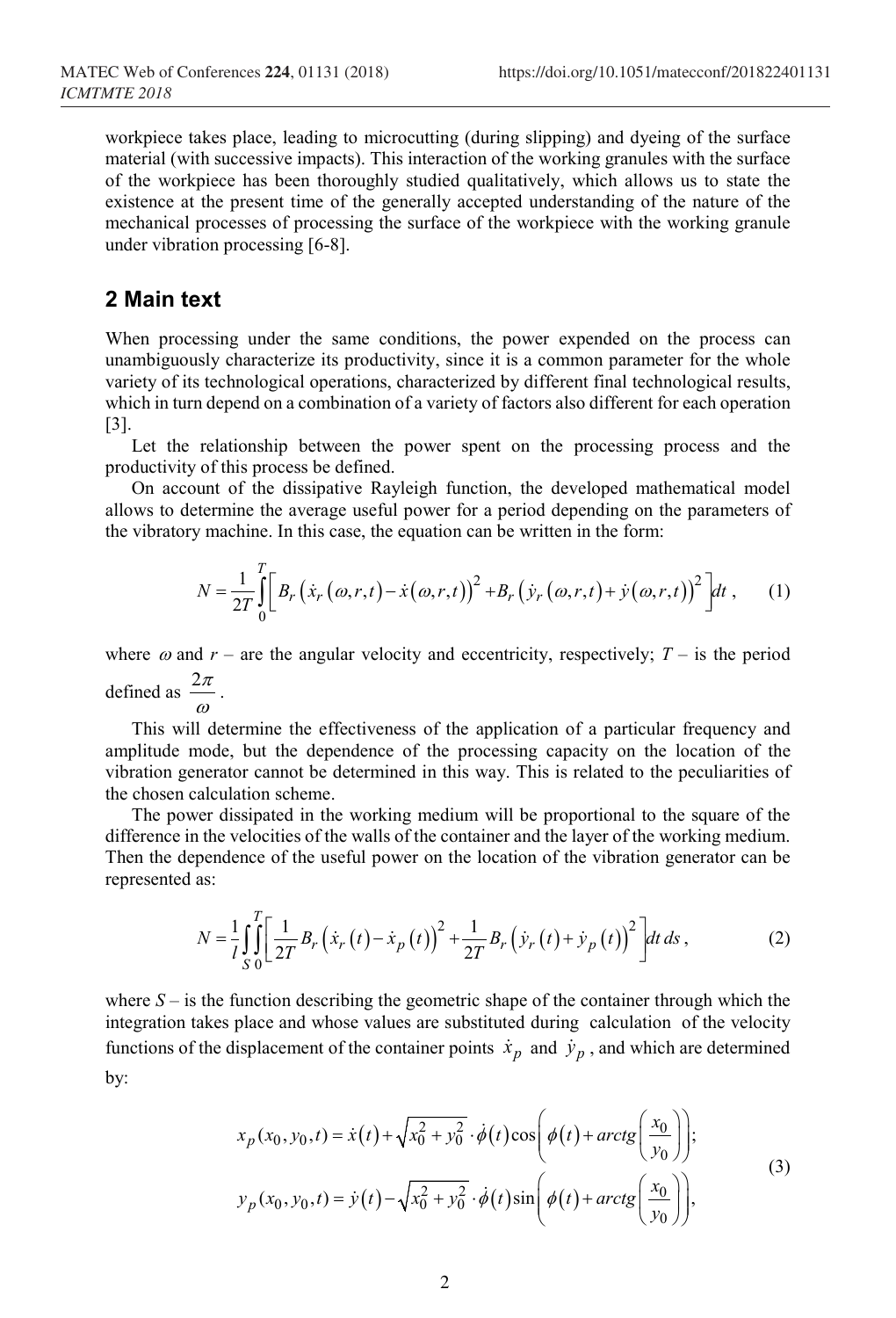workpiece takes place, leading to microcutting (during slipping) and dyeing of the surface material (with successive impacts). This interaction of the working granules with the surface of the workpiece has been thoroughly studied qualitatively, which allows us to state the existence at the present time of the generally accepted understanding of the nature of the mechanical processes of processing the surface of the workpiece with the working granule under vibration processing [6-8].

## 2 Main text

When processing under the same conditions, the power expended on the process can unambiguously characterize its productivity, since it is a common parameter for the whole variety of its technological operations, characterized by different final technological results, which in turn depend on a combination of a variety of factors also different for each operation [3].

Let the relationship between the power spent on the processing process and the productivity of this process be defined.

On account of the dissipative Rayleigh function, the developed mathematical model allows to determine the average useful power for a period depending on the parameters of the vibratory machine. In this case, the equation can be written in the form:

$$N = \frac{1}{2T}\int_{0}^{T}\left[ B_r\left(\dot{x}_r(\omega,r,t) - \dot{x}(\omega,r,t)\right)^2 + B_r\left(\dot{y}_r(\omega,r,t) + \dot{y}(\omega,r,t)\right)^2 \right]dt\,, \qquad (1)$$

where $\omega$ and $r$ – are the angular velocity and eccentricity, respectively; $T$ – is the period defined as $\dfrac{2\pi}{\omega}$.

This will determine the effectiveness of the application of a particular frequency and amplitude mode, but the dependence of the processing capacity on the location of the vibration generator cannot be determined in this way. This is related to the peculiarities of the chosen calculation scheme.

The power dissipated in the working medium will be proportional to the square of the difference in the velocities of the walls of the container and the layer of the working medium. Then the dependence of the useful power on the location of the vibration generator can be represented as:

$$N = \frac{1}{l}\int_{S}\int_{0}^{T}\left[ \frac{1}{2T}B_r\left(\dot{x}_r(t) - \dot{x}_p(t)\right)^2 + \frac{1}{2T}B_r\left(\dot{y}_r(t) + \dot{y}_p(t)\right)^2 \right]dt\,ds\,, \qquad (2)$$

where $S$ – is the function describing the geometric shape of the container through which the integration takes place and whose values are substituted during calculation of the velocity functions of the displacement of the container points $\dot{x}_p$ and $\dot{y}_p$, and which are determined by:

$$\begin{aligned} x_p(x_0, y_0, t) &= \dot{x}(t) + \sqrt{x_0^2 + y_0^2}\cdot\dot{\phi}(t)\cos\left(\phi(t) + arctg\left(\frac{x_0}{y_0}\right)\right); \\ y_p(x_0, y_0, t) &= \dot{y}(t) - \sqrt{x_0^2 + y_0^2}\cdot\dot{\phi}(t)\sin\left(\phi(t) + arctg\left(\frac{x_0}{y_0}\right)\right), \end{aligned} \qquad (3)$$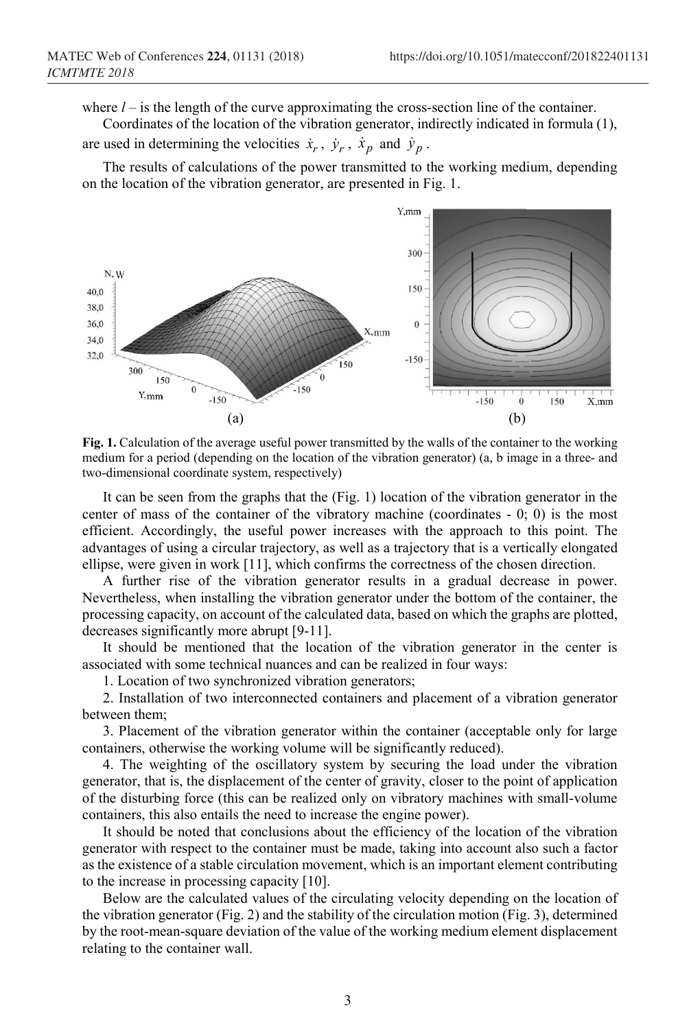where $l$ – is the length of the curve approximating the cross-section line of the container.

Coordinates of the location of the vibration generator, indirectly indicated in formula (1), are used in determining the velocities $\dot{x}_r$, $\dot{y}_r$, $\dot{x}_p$ and $\dot{y}_p$.

The results of calculations of the power transmitted to the working medium, depending on the location of the vibration generator, are presented in Fig. 1.

**Fig. 1.** Calculation of the average useful power transmitted by the walls of the container to the working medium for a period (depending on the location of the vibration generator) (a, b image in a three- and two-dimensional coordinate system, respectively)

It can be seen from the graphs that the (Fig. 1) location of the vibration generator in the center of mass of the container of the vibratory machine (coordinates - 0; 0) is the most efficient. Accordingly, the useful power increases with the approach to this point. The advantages of using a circular trajectory, as well as a trajectory that is a vertically elongated ellipse, were given in work [11], which confirms the correctness of the chosen direction.

A further rise of the vibration generator results in a gradual decrease in power. Nevertheless, when installing the vibration generator under the bottom of the container, the processing capacity, on account of the calculated data, based on which the graphs are plotted, decreases significantly more abrupt [9-11].

It should be mentioned that the location of the vibration generator in the center is associated with some technical nuances and can be realized in four ways:

1. Location of two synchronized vibration generators;
2. Installation of two interconnected containers and placement of a vibration generator between them;
3. Placement of the vibration generator within the container (acceptable only for large containers, otherwise the working volume will be significantly reduced).
4. The weighting of the oscillatory system by securing the load under the vibration generator, that is, the displacement of the center of gravity, closer to the point of application of the disturbing force (this can be realized only on vibratory machines with small-volume containers, this also entails the need to increase the engine power).

It should be noted that conclusions about the efficiency of the location of the vibration generator with respect to the container must be made, taking into account also such a factor as the existence of a stable circulation movement, which is an important element contributing to the increase in processing capacity [10].

Below are the calculated values of the circulating velocity depending on the location of the vibration generator (Fig. 2) and the stability of the circulation motion (Fig. 3), determined by the root-mean-square deviation of the value of the working medium element displacement relating to the container wall.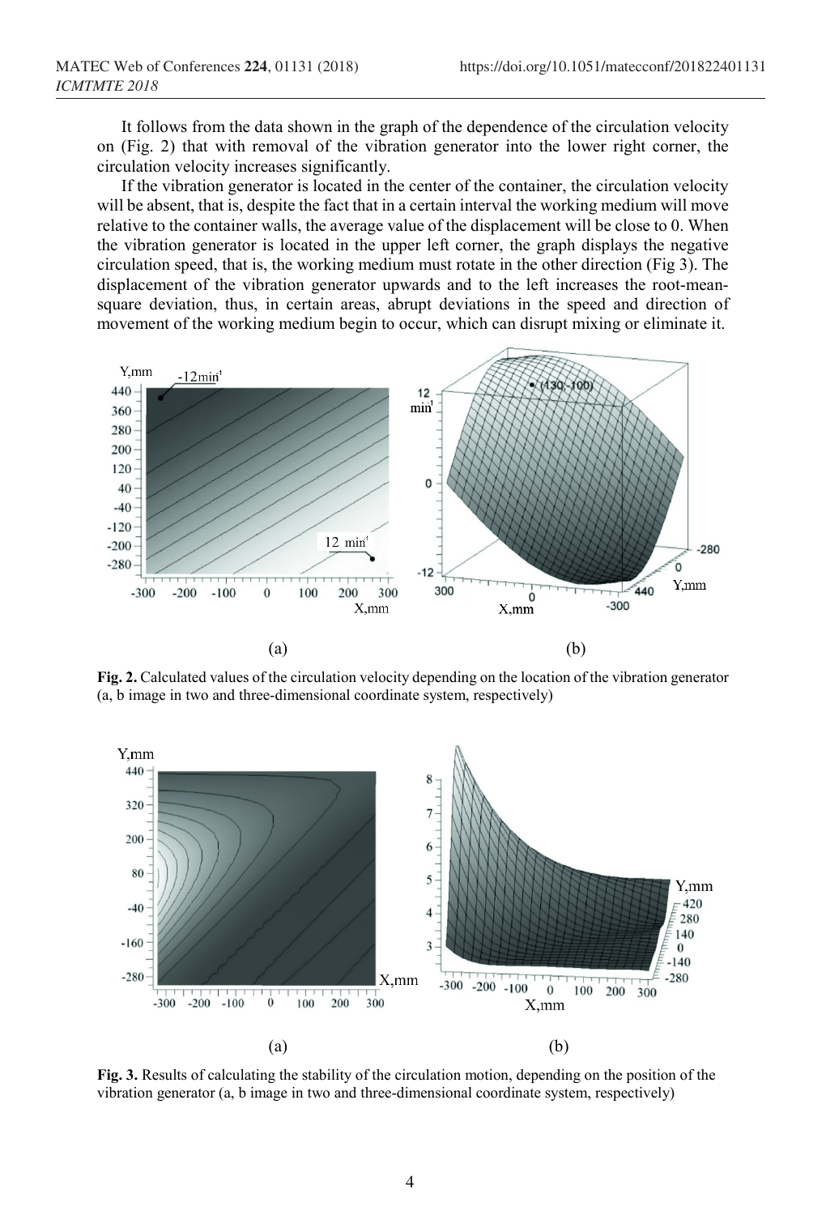It follows from the data shown in the graph of the dependence of the circulation velocity on (Fig. 2) that with removal of the vibration generator into the lower right corner, the circulation velocity increases significantly.

If the vibration generator is located in the center of the container, the circulation velocity will be absent, that is, despite the fact that in a certain interval the working medium will move relative to the container walls, the average value of the displacement will be close to 0. When the vibration generator is located in the upper left corner, the graph displays the negative circulation speed, that is, the working medium must rotate in the other direction (Fig 3). The displacement of the vibration generator upwards and to the left increases the root-mean-square deviation, thus, in certain areas, abrupt deviations in the speed and direction of movement of the working medium begin to occur, which can disrupt mixing or eliminate it.

(a) (b)

**Fig. 2.** Calculated values of the circulation velocity depending on the location of the vibration generator (a, b image in two and three-dimensional coordinate system, respectively)

(a) (b)

**Fig. 3.** Results of calculating the stability of the circulation motion, depending on the position of the vibration generator (a, b image in two and three-dimensional coordinate system, respectively)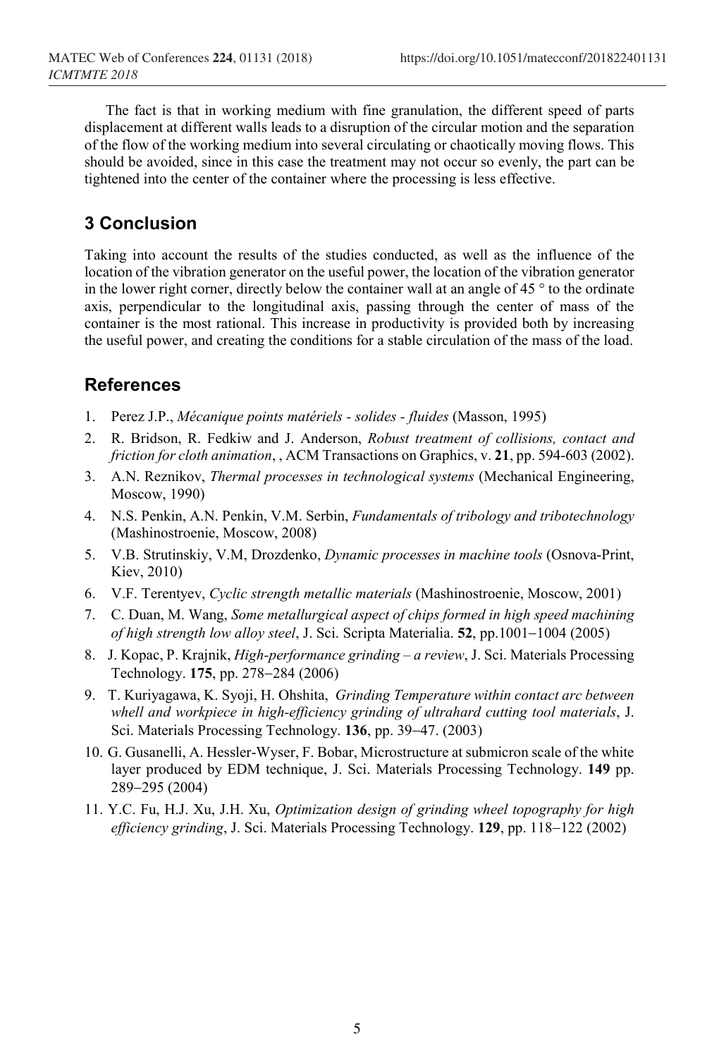The fact is that in working medium with fine granulation, the different speed of parts displacement at different walls leads to a disruption of the circular motion and the separation of the flow of the working medium into several circulating or chaotically moving flows. This should be avoided, since in this case the treatment may not occur so evenly, the part can be tightened into the center of the container where the processing is less effective.

## 3 Conclusion

Taking into account the results of the studies conducted, as well as the influence of the location of the vibration generator on the useful power, the location of the vibration generator in the lower right corner, directly below the container wall at an angle of 45 ° to the ordinate axis, perpendicular to the longitudinal axis, passing through the center of mass of the container is the most rational. This increase in productivity is provided both by increasing the useful power, and creating the conditions for a stable circulation of the mass of the load.

## References

1. Perez J.P., *Mécanique points matériels - solides - fluides* (Masson, 1995)
2. R. Bridson, R. Fedkiw and J. Anderson, *Robust treatment of collisions, contact and friction for cloth animation*, , ACM Transactions on Graphics, v. **21**, pp. 594-603 (2002).
3. A.N. Reznikov, *Thermal processes in technological systems* (Mechanical Engineering, Moscow, 1990)
4. N.S. Penkin, A.N. Penkin, V.M. Serbin, *Fundamentals of tribology and tribotechnology* (Mashinostroenie, Moscow, 2008)
5. V.B. Strutinskiy, V.M, Drozdenko, *Dynamic processes in machine tools* (Osnova-Print, Kiev, 2010)
6. V.F. Terentyev, *Cyclic strength metallic materials* (Mashinostroenie, Moscow, 2001)
7. C. Duan, M. Wang, *Some metallurgical aspect of chips formed in high speed machining of high strength low alloy steel*, J. Sci. Scripta Materialia. **52**, pp.1001–1004 (2005)
8. J. Kopac, P. Krajnik, *High-performance grinding – a review*, J. Sci. Materials Processing Technology. **175**, pp. 278–284 (2006)
9. T. Kuriyagawa, K. Syoji, H. Ohshita, *Grinding Temperature within contact arc between whell and workpiece in high-efficiency grinding of ultrahard cutting tool materials*, J. Sci. Materials Processing Technology. **136**, pp. 39–47. (2003)
10. G. Gusanelli, A. Hessler-Wyser, F. Bobar, Microstructure at submicron scale of the white layer produced by EDM technique, J. Sci. Materials Processing Technology. **149** pp. 289–295 (2004)
11. Y.C. Fu, H.J. Xu, J.H. Xu, *Optimization design of grinding wheel topography for high efficiency grinding*, J. Sci. Materials Processing Technology. **129**, pp. 118–122 (2002)